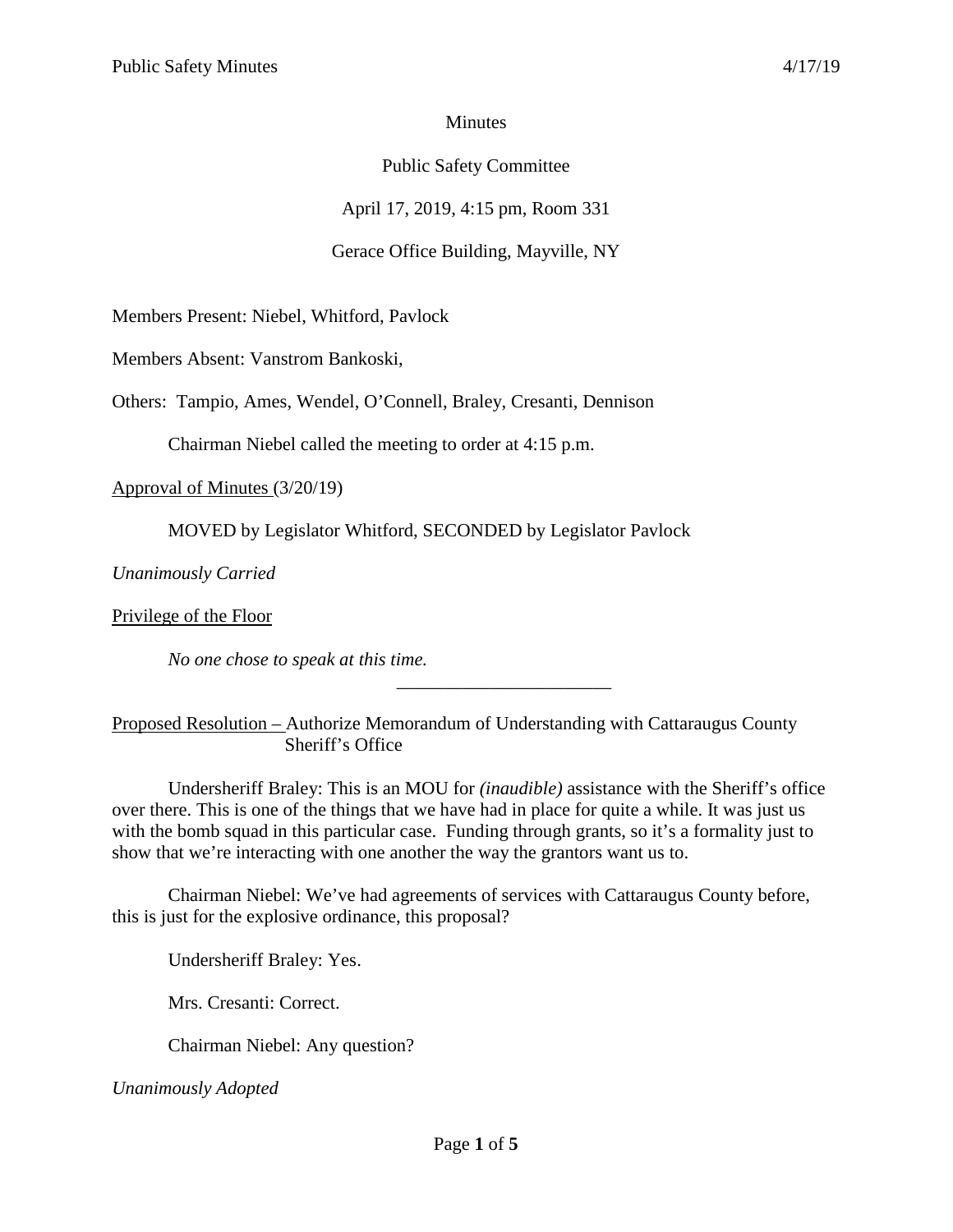Minutes

Public Safety Committee

April 17, 2019, 4:15 pm, Room 331

Gerace Office Building, Mayville, NY

Members Present: Niebel, Whitford, Pavlock

Members Absent: Vanstrom Bankoski,

Others: Tampio, Ames, Wendel, O'Connell, Braley, Cresanti, Dennison

Chairman Niebel called the meeting to order at 4:15 p.m.

Approval of Minutes (3/20/19)

MOVED by Legislator Whitford, SECONDED by Legislator Pavlock

*Unanimously Carried*

Privilege of the Floor

*No one chose to speak at this time.*

---

Proposed Resolution – Authorize Memorandum of Understanding with Cattaraugus County Sheriff's Office

Undersheriff Braley: This is an MOU for *(inaudible)* assistance with the Sheriff's office over there. This is one of the things that we have had in place for quite a while. It was just us with the bomb squad in this particular case. Funding through grants, so it's a formality just to show that we're interacting with one another the way the grantors want us to.

Chairman Niebel: We've had agreements of services with Cattaraugus County before, this is just for the explosive ordinance, this proposal?

Undersheriff Braley: Yes.

Mrs. Cresanti: Correct.

Chairman Niebel: Any question?

*Unanimously Adopted*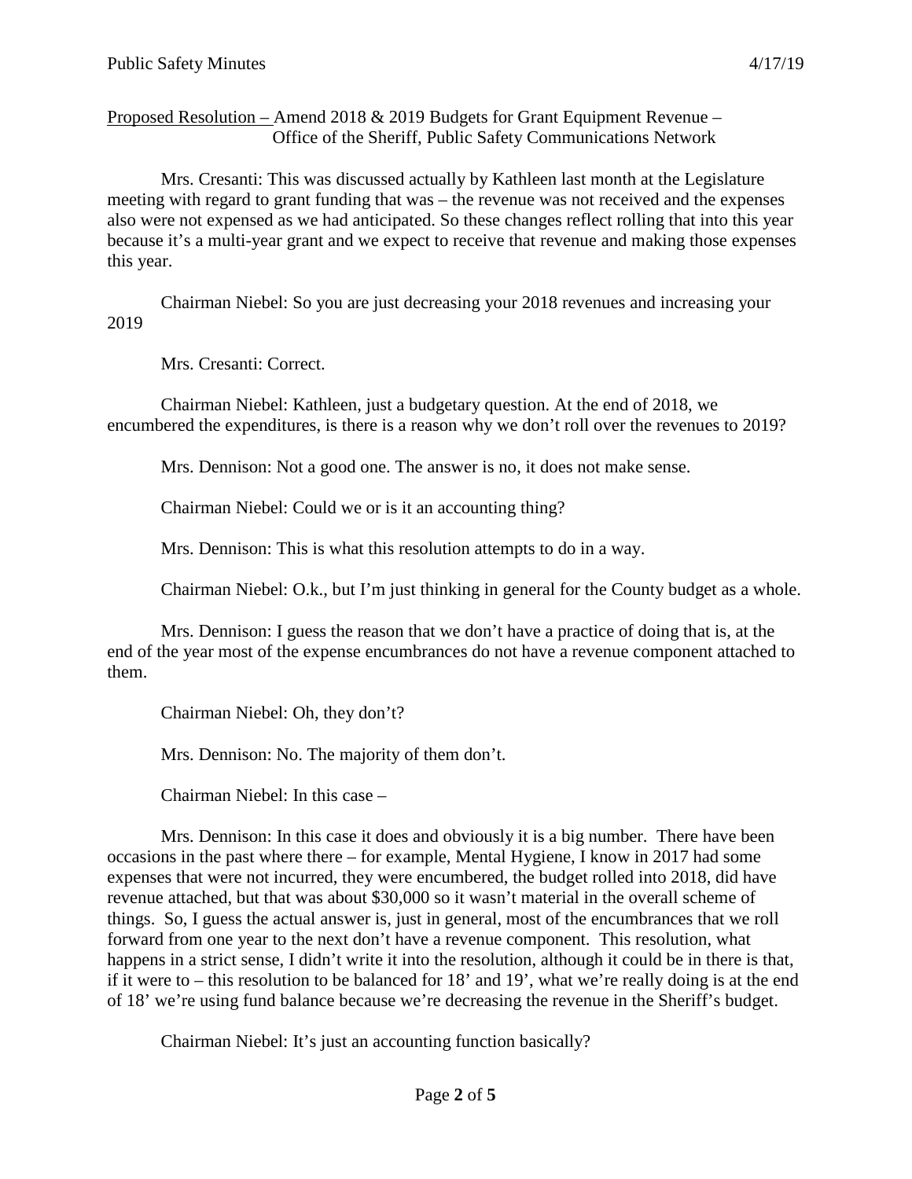Proposed Resolution – Amend 2018 & 2019 Budgets for Grant Equipment Revenue – Office of the Sheriff, Public Safety Communications Network

Mrs. Cresanti: This was discussed actually by Kathleen last month at the Legislature meeting with regard to grant funding that was – the revenue was not received and the expenses also were not expensed as we had anticipated. So these changes reflect rolling that into this year because it's a multi-year grant and we expect to receive that revenue and making those expenses this year.

Chairman Niebel: So you are just decreasing your 2018 revenues and increasing your 2019

Mrs. Cresanti: Correct.

Chairman Niebel: Kathleen, just a budgetary question. At the end of 2018, we encumbered the expenditures, is there is a reason why we don't roll over the revenues to 2019?

Mrs. Dennison: Not a good one. The answer is no, it does not make sense.

Chairman Niebel: Could we or is it an accounting thing?

Mrs. Dennison: This is what this resolution attempts to do in a way.

Chairman Niebel: O.k., but I'm just thinking in general for the County budget as a whole.

Mrs. Dennison: I guess the reason that we don't have a practice of doing that is, at the end of the year most of the expense encumbrances do not have a revenue component attached to them.

Chairman Niebel: Oh, they don't?

Mrs. Dennison: No. The majority of them don't.

Chairman Niebel: In this case –

Mrs. Dennison: In this case it does and obviously it is a big number. There have been occasions in the past where there – for example, Mental Hygiene, I know in 2017 had some expenses that were not incurred, they were encumbered, the budget rolled into 2018, did have revenue attached, but that was about $30,000 so it wasn't material in the overall scheme of things. So, I guess the actual answer is, just in general, most of the encumbrances that we roll forward from one year to the next don't have a revenue component. This resolution, what happens in a strict sense, I didn't write it into the resolution, although it could be in there is that, if it were to – this resolution to be balanced for 18' and 19', what we're really doing is at the end of 18' we're using fund balance because we're decreasing the revenue in the Sheriff's budget.

Chairman Niebel: It's just an accounting function basically?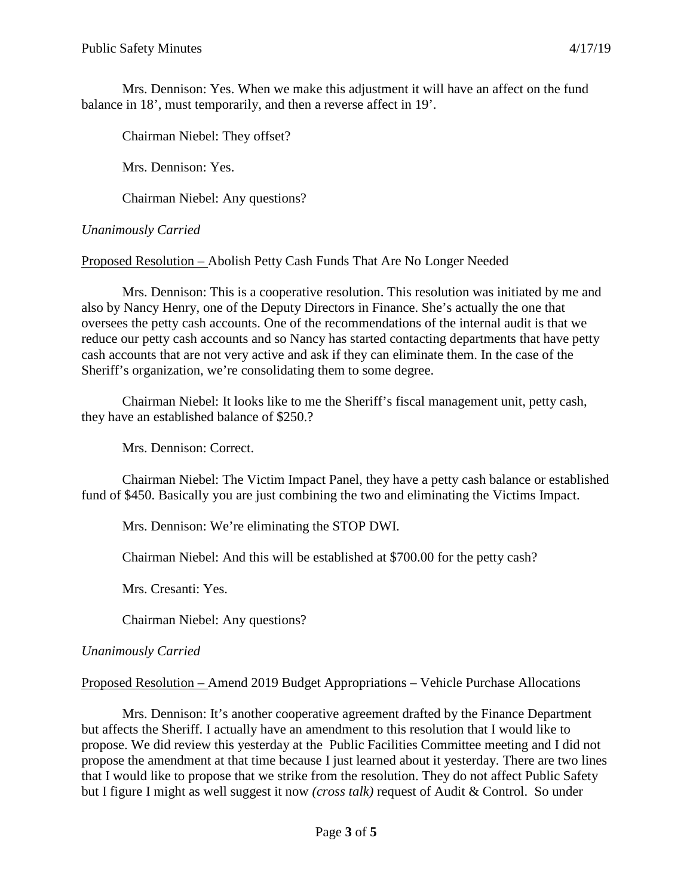Mrs. Dennison: Yes. When we make this adjustment it will have an affect on the fund balance in 18', must temporarily, and then a reverse affect in 19'.

Chairman Niebel: They offset?

Mrs. Dennison: Yes.

Chairman Niebel: Any questions?

*Unanimously Carried*

<u>Proposed Resolution –</u> Abolish Petty Cash Funds That Are No Longer Needed

Mrs. Dennison: This is a cooperative resolution. This resolution was initiated by me and also by Nancy Henry, one of the Deputy Directors in Finance. She's actually the one that oversees the petty cash accounts. One of the recommendations of the internal audit is that we reduce our petty cash accounts and so Nancy has started contacting departments that have petty cash accounts that are not very active and ask if they can eliminate them. In the case of the Sheriff's organization, we're consolidating them to some degree.

Chairman Niebel: It looks like to me the Sheriff's fiscal management unit, petty cash, they have an established balance of $250.?

Mrs. Dennison: Correct.

Chairman Niebel: The Victim Impact Panel, they have a petty cash balance or established fund of $450. Basically you are just combining the two and eliminating the Victims Impact.

Mrs. Dennison: We're eliminating the STOP DWI.

Chairman Niebel: And this will be established at $700.00 for the petty cash?

Mrs. Cresanti: Yes.

Chairman Niebel: Any questions?

*Unanimously Carried*

<u>Proposed Resolution –</u> Amend 2019 Budget Appropriations – Vehicle Purchase Allocations

Mrs. Dennison: It's another cooperative agreement drafted by the Finance Department but affects the Sheriff. I actually have an amendment to this resolution that I would like to propose. We did review this yesterday at the Public Facilities Committee meeting and I did not propose the amendment at that time because I just learned about it yesterday. There are two lines that I would like to propose that we strike from the resolution. They do not affect Public Safety but I figure I might as well suggest it now *(cross talk)* request of Audit & Control. So under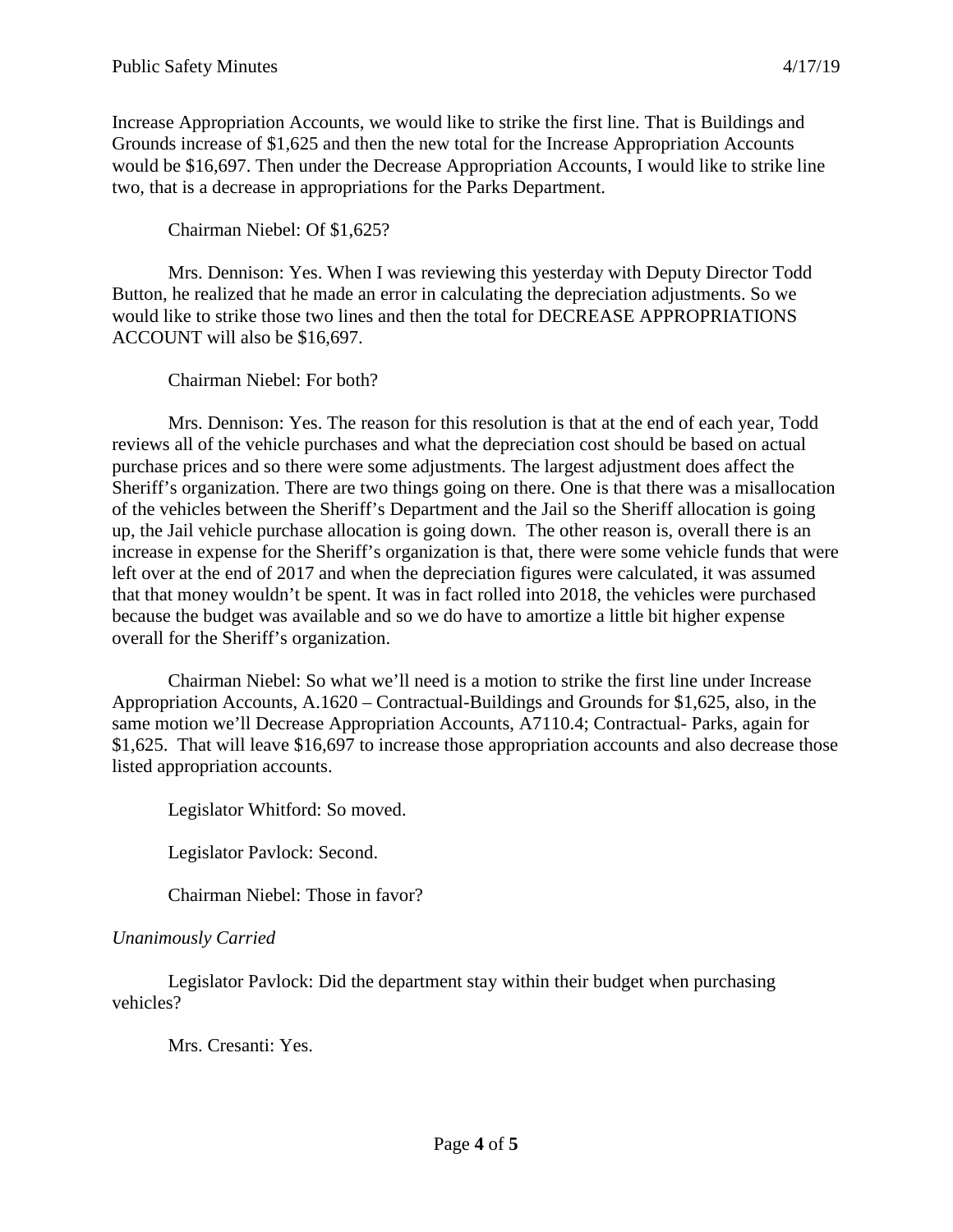Increase Appropriation Accounts, we would like to strike the first line. That is Buildings and Grounds increase of $1,625 and then the new total for the Increase Appropriation Accounts would be $16,697. Then under the Decrease Appropriation Accounts, I would like to strike line two, that is a decrease in appropriations for the Parks Department.

Chairman Niebel: Of $1,625?

Mrs. Dennison: Yes. When I was reviewing this yesterday with Deputy Director Todd Button, he realized that he made an error in calculating the depreciation adjustments. So we would like to strike those two lines and then the total for DECREASE APPROPRIATIONS ACCOUNT will also be $16,697.

Chairman Niebel: For both?

Mrs. Dennison: Yes. The reason for this resolution is that at the end of each year, Todd reviews all of the vehicle purchases and what the depreciation cost should be based on actual purchase prices and so there were some adjustments. The largest adjustment does affect the Sheriff's organization. There are two things going on there. One is that there was a misallocation of the vehicles between the Sheriff's Department and the Jail so the Sheriff allocation is going up, the Jail vehicle purchase allocation is going down. The other reason is, overall there is an increase in expense for the Sheriff's organization is that, there were some vehicle funds that were left over at the end of 2017 and when the depreciation figures were calculated, it was assumed that that money wouldn't be spent. It was in fact rolled into 2018, the vehicles were purchased because the budget was available and so we do have to amortize a little bit higher expense overall for the Sheriff's organization.

Chairman Niebel: So what we'll need is a motion to strike the first line under Increase Appropriation Accounts, A.1620 – Contractual-Buildings and Grounds for $1,625, also, in the same motion we'll Decrease Appropriation Accounts, A7110.4; Contractual- Parks, again for $1,625. That will leave $16,697 to increase those appropriation accounts and also decrease those listed appropriation accounts.

Legislator Whitford: So moved.

Legislator Pavlock: Second.

Chairman Niebel: Those in favor?

*Unanimously Carried*

Legislator Pavlock: Did the department stay within their budget when purchasing vehicles?

Mrs. Cresanti: Yes.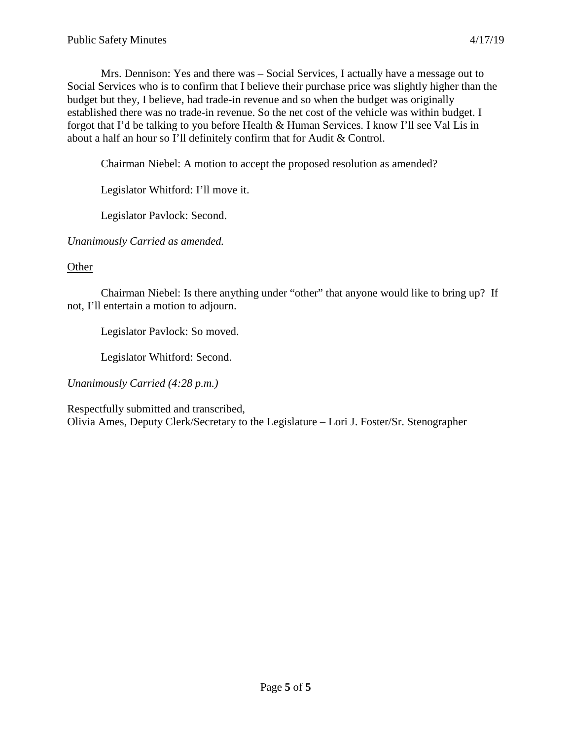Mrs. Dennison: Yes and there was – Social Services, I actually have a message out to Social Services who is to confirm that I believe their purchase price was slightly higher than the budget but they, I believe, had trade-in revenue and so when the budget was originally established there was no trade-in revenue. So the net cost of the vehicle was within budget. I forgot that I'd be talking to you before Health & Human Services. I know I'll see Val Lis in about a half an hour so I'll definitely confirm that for Audit & Control.

Chairman Niebel: A motion to accept the proposed resolution as amended?

Legislator Whitford: I'll move it.

Legislator Pavlock: Second.

*Unanimously Carried as amended.*

<u>Other</u>

Chairman Niebel: Is there anything under "other" that anyone would like to bring up? If not, I'll entertain a motion to adjourn.

Legislator Pavlock: So moved.

Legislator Whitford: Second.

*Unanimously Carried (4:28 p.m.)*

Respectfully submitted and transcribed,
Olivia Ames, Deputy Clerk/Secretary to the Legislature – Lori J. Foster/Sr. Stenographer